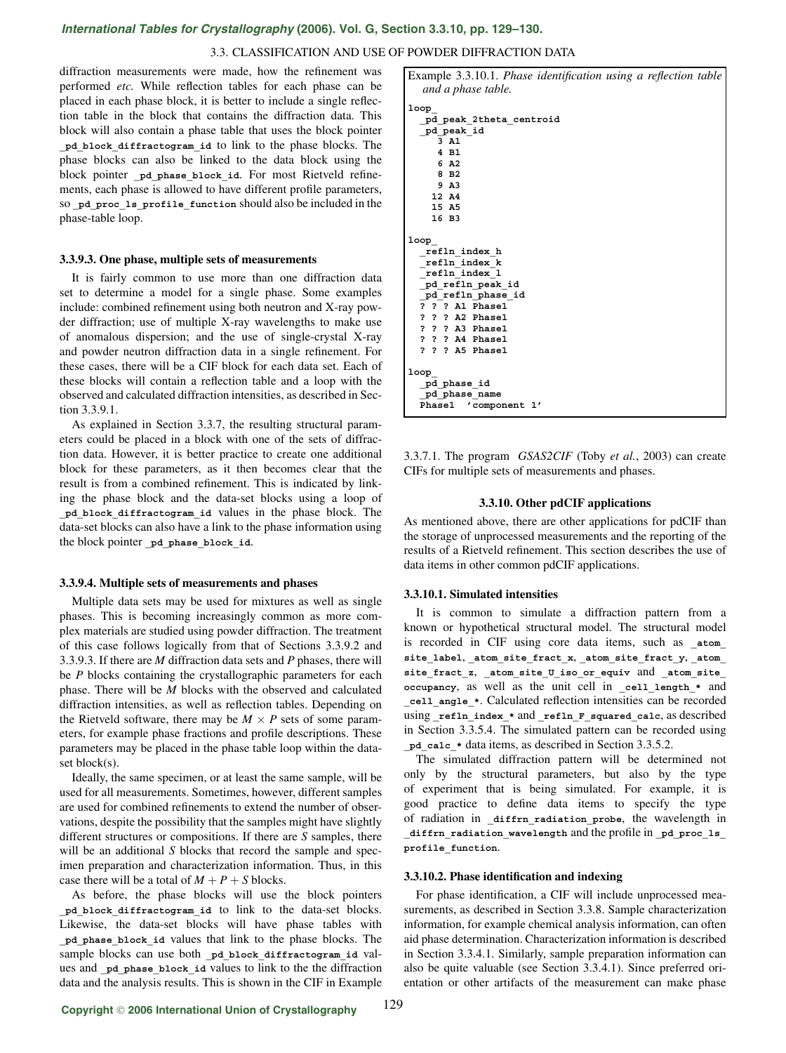diffraction measurements were made, how the refinement was performed *etc.* While reflection tables for each phase can be placed in each phase block, it is better to include a single reflection table in the block that contains the diffraction data. This block will also contain a phase table that uses the block pointer **_pd_block_diffractogram_id** to link to the phase blocks. The phase blocks can also be linked to the data block using the block pointer **_pd_phase_block_id**. For most Rietveld refinements, each phase is allowed to have different profile parameters, so **_pd_proc_ls_profile_function** should also be included in the phase-table loop.

#### 3.3.9.3. One phase, multiple sets of measurements

It is fairly common to use more than one diffraction data set to determine a model for a single phase. Some examples include: combined refinement using both neutron and X-ray powder diffraction; use of multiple X-ray wavelengths to make use of anomalous dispersion; and the use of single-crystal X-ray and powder neutron diffraction data in a single refinement. For these cases, there will be a CIF block for each data set. Each of these blocks will contain a reflection table and a loop with the observed and calculated diffraction intensities, as described in Section 3.3.9.1.

As explained in Section 3.3.7, the resulting structural parameters could be placed in a block with one of the sets of diffraction data. However, it is better practice to create one additional block for these parameters, as it then becomes clear that the result is from a combined refinement. This is indicated by linking the phase block and the data-set blocks using a loop of **_pd_block_diffractogram_id** values in the phase block. The data-set blocks can also have a link to the phase information using the block pointer **_pd_phase_block_id**.

#### 3.3.9.4. Multiple sets of measurements and phases

Multiple data sets may be used for mixtures as well as single phases. This is becoming increasingly common as more complex materials are studied using powder diffraction. The treatment of this case follows logically from that of Sections 3.3.9.2 and 3.3.9.3. If there are $M$ diffraction data sets and $P$ phases, there will be $P$ blocks containing the crystallographic parameters for each phase. There will be $M$ blocks with the observed and calculated diffraction intensities, as well as reflection tables. Depending on the Rietveld software, there may be $M \times P$ sets of some parameters, for example phase fractions and profile descriptions. These parameters may be placed in the phase table loop within the data-set block(s).

Ideally, the same specimen, or at least the same sample, will be used for all measurements. Sometimes, however, different samples are used for combined refinements to extend the number of observations, despite the possibility that the samples might have slightly different structures or compositions. If there are $S$ samples, there will be an additional $S$ blocks that record the sample and specimen preparation and characterization information. Thus, in this case there will be a total of $M + P + S$ blocks.

As before, the phase blocks will use the block pointers **_pd_block_diffractogram_id** to link to the data-set blocks. Likewise, the data-set blocks will have phase tables with **_pd_phase_block_id** values that link to the phase blocks. The sample blocks can use both **_pd_block_diffractogram_id** values and **_pd_phase_block_id** values to link to the the diffraction data and the analysis results. This is shown in the CIF in Example 3.3.7.1. The program *GSAS2CIF* (Toby *et al.*, 2003) can create CIFs for multiple sets of measurements and phases.

Example 3.3.10.1. *Phase identification using a reflection table and a phase table.*

```
loop_
  _pd_peak_2theta_centroid
  _pd_peak_id
     3 A1
     4 B1
     6 A2
     8 B2
     9 A3
    12 A4
    15 A5
    16 B3

loop_
  _refln_index_h
  _refln_index_k
  _refln_index_l
  _pd_refln_peak_id
  _pd_refln_phase_id
  ? ? ? A1 Phase1
  ? ? ? A2 Phase1
  ? ? ? A3 Phase1
  ? ? ? A4 Phase1
  ? ? ? A5 Phase1

loop_
  _pd_phase_id
  _pd_phase_name
  Phase1  'component 1'
```

### 3.3.10. Other pdCIF applications

As mentioned above, there are other applications for pdCIF than the storage of unprocessed measurements and the reporting of the results of a Rietveld refinement. This section describes the use of data items in other common pdCIF applications.

#### 3.3.10.1. Simulated intensities

It is common to simulate a diffraction pattern from a known or hypothetical structural model. The structural model is recorded in CIF using core data items, such as **_atom_site_label**, **_atom_site_fract_x**, **_atom_site_fract_y**, **_atom_site_fract_z**, **_atom_site_U_iso_or_equiv** and **_atom_site_occupancy**, as well as the unit cell in **_cell_length_*** and **_cell_angle_***. Calculated reflection intensities can be recorded using **_refln_index_*** and **_refln_F_squared_calc**, as described in Section 3.3.5.4. The simulated pattern can be recorded using **_pd_calc_*** data items, as described in Section 3.3.5.2.

The simulated diffraction pattern will be determined not only by the structural parameters, but also by the type of experiment that is being simulated. For example, it is good practice to define data items to specify the type of radiation in **_diffrn_radiation_probe**, the wavelength in **_diffrn_radiation_wavelength** and the profile in **_pd_proc_ls_profile_function**.

#### 3.3.10.2. Phase identification and indexing

For phase identification, a CIF will include unprocessed measurements, as described in Section 3.3.8. Sample characterization information, for example chemical analysis information, can often aid phase determination. Characterization information is described in Section 3.3.4.1. Similarly, sample preparation information can also be quite valuable (see Section 3.3.4.1). Since preferred orientation or other artifacts of the measurement can make phase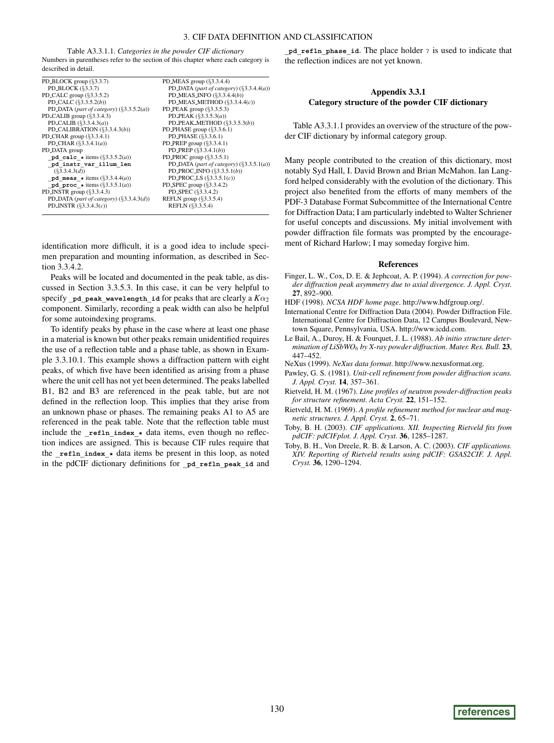Table A3.3.1.1. *Categories in the powder CIF dictionary*
Numbers in parentheses refer to the section of this chapter where each category is described in detail.

| | |
|---|---|
| PD_BLOCK group (§3.3.7) | PD_MEAS group (§3.3.4.4) |
| PD_BLOCK (§3.3.7) | PD_DATA (*part of category*) (§3.3.4.4(*a*)) |
| PD_CALC group (§3.3.5.2) | PD_MEAS_INFO (§3.3.4.4(*b*)) |
| PD_CALC (§3.3.5.2(*b*)) | PD_MEAS_METHOD (§3.3.4.4(*c*)) |
| PD_DATA (*part of category*) (§3.3.5.2(*a*)) | PD_PEAK group (§3.3.5.3) |
| PD_CALIB group (§3.3.4.3) | PD_PEAK (§3.3.5.3(*a*)) |
| PD_CALIB (§3.3.4.3(*a*)) | PD_PEAK_METHOD (§3.3.5.3(*b*)) |
| PD_CALIBRATION (§3.3.4.3(*b*)) | PD_PHASE group (§3.3.6.1) |
| PD_CHAR group (§3.3.4.1) | PD_PHASE (§3.3.6.1) |
| PD_CHAR (§3.3.4.1(*a*)) | PD_PREP group (§3.3.4.1) |
| PD_DATA group | PD_PREP (§3.3.4.1(*b*)) |
| **_pd_calc_*** items (§3.3.5.2(*a*)) | PD_PROC group (§3.3.5.1) |
| **_pd_instr_var_illum_len** (§3.3.4.3(*d*)) | PD_DATA (*part of category*) (§3.3.5.1(*a*)) |
| **_pd_meas_*** items (§3.3.4.4(*a*)) | PD_PROC_INFO (§3.3.5.1(*b*)) |
| **_pd_proc_*** items (§3.3.5.1(*a*)) | PD_PROC_LS (§3.3.5.1(*c*)) |
| PD_INSTR group (§3.3.4.3) | PD_SPEC group (§3.3.4.2) |
| PD_DATA (*part of category*) (§3.3.4.3(*d*)) | PD_SPEC (§3.3.4.2) |
| PD_INSTR (§3.3.4.3(*c*)) | REFLN group (§3.3.5.4) |
| | REFLN (§3.3.5.4) |

identification more difficult, it is a good idea to include specimen preparation and mounting information, as described in Section 3.3.4.2.

Peaks will be located and documented in the peak table, as discussed in Section 3.3.5.3. In this case, it can be very helpful to specify **_pd_peak_wavelength_id** for peaks that are clearly a $K\alpha_2$ component. Similarly, recording a peak width can also be helpful for some autoindexing programs.

To identify peaks by phase in the case where at least one phase in a material is known but other peaks remain unidentified requires the use of a reflection table and a phase table, as shown in Example 3.3.10.1. This example shows a diffraction pattern with eight peaks, of which five have been identified as arising from a phase where the unit cell has not yet been determined. The peaks labelled B1, B2 and B3 are referenced in the peak table, but are not defined in the reflection loop. This implies that they arise from an unknown phase or phases. The remaining peaks A1 to A5 are referenced in the peak table. Note that the reflection table must include the **_refln_index_*** data items, even though no reflection indices are assigned. This is because CIF rules require that the **_refln_index_*** data items be present in this loop, as noted in the pdCIF dictionary definitions for **_pd_refln_peak_id** and **_pd_refln_phase_id**. The place holder `?` is used to indicate that the reflection indices are not yet known.

## Appendix 3.3.1
## Category structure of the powder CIF dictionary

Table A3.3.1.1 provides an overview of the structure of the powder CIF dictionary by informal category group.

Many people contributed to the creation of this dictionary, most notably Syd Hall, I. David Brown and Brian McMahon. Ian Langford helped considerably with the evolution of the dictionary. This project also benefited from the efforts of many members of the PDF-3 Database Format Subcommittee of the International Centre for Diffraction Data; I am particularly indebted to Walter Schriener for useful concepts and discussions. My initial involvement with powder diffraction file formats was prompted by the encouragement of Richard Harlow; I may someday forgive him.

### References

Finger, L. W., Cox, D. E. & Jephcoat, A. P. (1994). *A correction for powder diffraction peak asymmetry due to axial divergence. J. Appl. Cryst.* **27**, 892–900.

HDF (1998). *NCSA HDF home page*. http://www.hdfgroup.org/.

International Centre for Diffraction Data (2004). Powder Diffraction File. International Centre for Diffraction Data, 12 Campus Boulevard, Newtown Square, Pennsylvania, USA. http://www.icdd.com.

Le Bail, A., Duroy, H. & Fourquet, J. L. (1988). *Ab initio structure determination of $LiSbWO_6$ by X-ray powder diffraction. Mater. Res. Bull.* **23**, 447–452.

NeXus (1999). *NeXus data format*. http://www.nexusformat.org.

Pawley, G. S. (1981). *Unit-cell refinement from powder diffraction scans. J. Appl. Cryst.* **14**, 357–361.

Rietveld, H. M. (1967). *Line profiles of neutron powder-diffraction peaks for structure refinement. Acta Cryst.* **22**, 151–152.

Rietveld, H. M. (1969). *A profile refinement method for nuclear and magnetic structures. J. Appl. Cryst.* **2**, 65–71.

Toby, B. H. (2003). *CIF applications. XII. Inspecting Rietveld fits from pdCIF: pdCIFplot. J. Appl. Cryst.* **36**, 1285–1287.

Toby, B. H., Von Dreele, R. B. & Larson, A. C. (2003). *CIF applications. XIV. Reporting of Rietveld results using pdCIF: GSAS2CIF. J. Appl. Cryst.* **36**, 1290–1294.